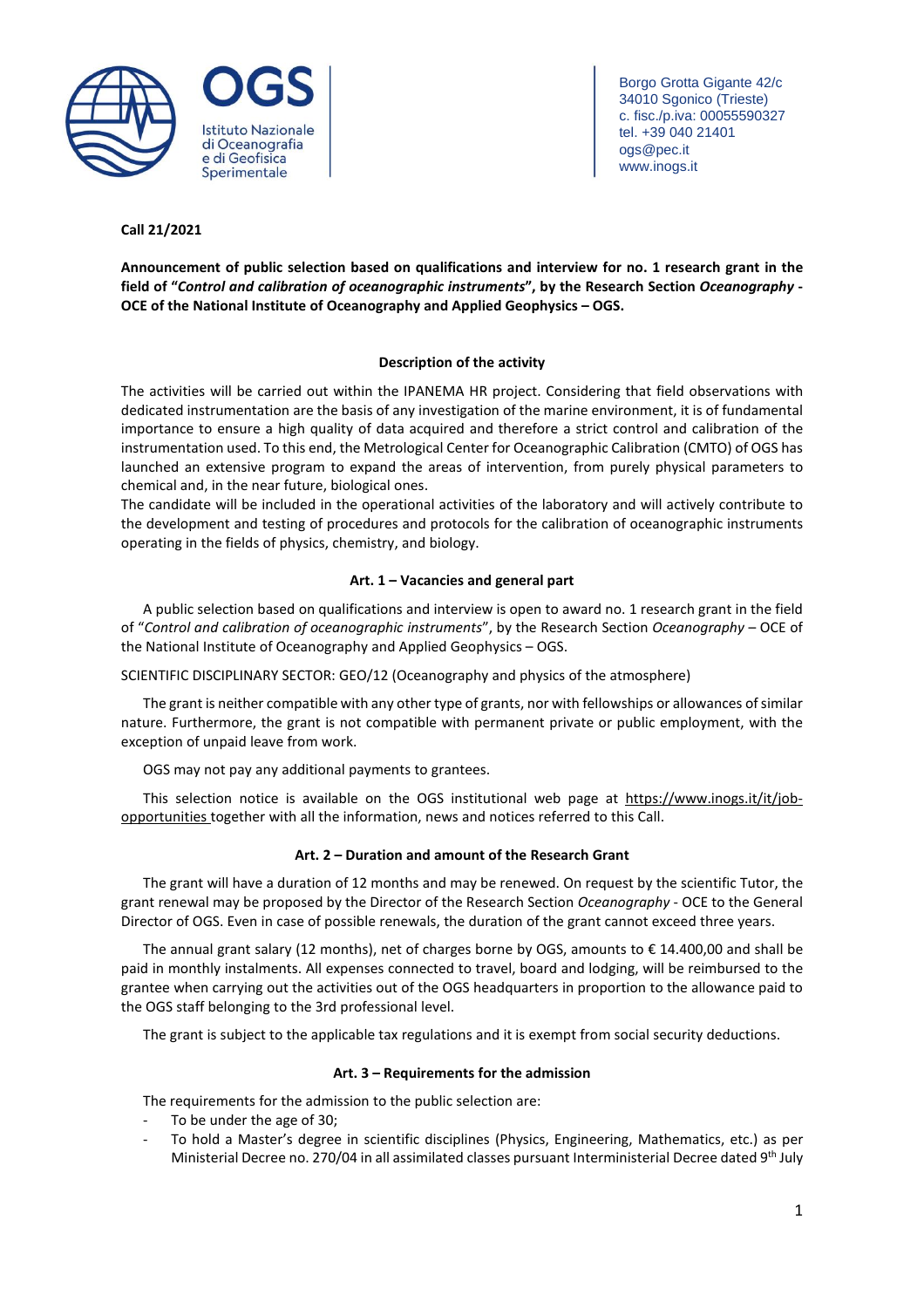OGS

Istituto Nazionale di Oceanografia e di Geofisica Sperimentale

Borgo Grotta Gigante 42/c
34010 Sgonico (Trieste)
c. fisc./p.iva: 00055590327
tel. +39 040 21401
ogs@pec.it
www.inogs.it

**Call 21/2021**

**Announcement of public selection based on qualifications and interview for no. 1 research grant in the field of "*Control and calibration of oceanographic instruments*", by the Research Section *Oceanography* - OCE of the National Institute of Oceanography and Applied Geophysics – OGS.**

### Description of the activity

The activities will be carried out within the IPANEMA HR project. Considering that field observations with dedicated instrumentation are the basis of any investigation of the marine environment, it is of fundamental importance to ensure a high quality of data acquired and therefore a strict control and calibration of the instrumentation used. To this end, the Metrological Center for Oceanographic Calibration (CMTO) of OGS has launched an extensive program to expand the areas of intervention, from purely physical parameters to chemical and, in the near future, biological ones.
The candidate will be included in the operational activities of the laboratory and will actively contribute to the development and testing of procedures and protocols for the calibration of oceanographic instruments operating in the fields of physics, chemistry, and biology.

### Art. 1 – Vacancies and general part

A public selection based on qualifications and interview is open to award no. 1 research grant in the field of "*Control and calibration of oceanographic instruments*", by the Research Section *Oceanography* – OCE of the National Institute of Oceanography and Applied Geophysics – OGS.

SCIENTIFIC DISCIPLINARY SECTOR: GEO/12 (Oceanography and physics of the atmosphere)

The grant is neither compatible with any other type of grants, nor with fellowships or allowances of similar nature. Furthermore, the grant is not compatible with permanent private or public employment, with the exception of unpaid leave from work.

OGS may not pay any additional payments to grantees.

This selection notice is available on the OGS institutional web page at https://www.inogs.it/it/job-opportunities together with all the information, news and notices referred to this Call.

### Art. 2 – Duration and amount of the Research Grant

The grant will have a duration of 12 months and may be renewed. On request by the scientific Tutor, the grant renewal may be proposed by the Director of the Research Section *Oceanography* - OCE to the General Director of OGS. Even in case of possible renewals, the duration of the grant cannot exceed three years.

The annual grant salary (12 months), net of charges borne by OGS, amounts to € 14.400,00 and shall be paid in monthly instalments. All expenses connected to travel, board and lodging, will be reimbursed to the grantee when carrying out the activities out of the OGS headquarters in proportion to the allowance paid to the OGS staff belonging to the 3rd professional level.

The grant is subject to the applicable tax regulations and it is exempt from social security deductions.

### Art. 3 – Requirements for the admission

The requirements for the admission to the public selection are:

- To be under the age of 30;
- To hold a Master's degree in scientific disciplines (Physics, Engineering, Mathematics, etc.) as per Ministerial Decree no. 270/04 in all assimilated classes pursuant Interministerial Decree dated 9th July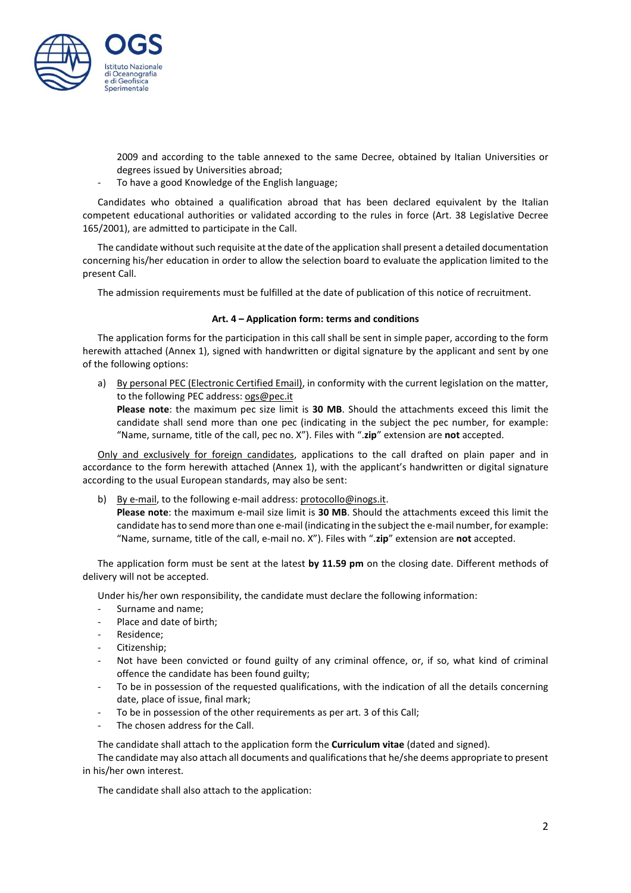2009 and according to the table annexed to the same Decree, obtained by Italian Universities or degrees issued by Universities abroad;
- To have a good Knowledge of the English language;

Candidates who obtained a qualification abroad that has been declared equivalent by the Italian competent educational authorities or validated according to the rules in force (Art. 38 Legislative Decree 165/2001), are admitted to participate in the Call.

The candidate without such requisite at the date of the application shall present a detailed documentation concerning his/her education in order to allow the selection board to evaluate the application limited to the present Call.

The admission requirements must be fulfilled at the date of publication of this notice of recruitment.

### Art. 4 – Application form: terms and conditions

The application forms for the participation in this call shall be sent in simple paper, according to the form herewith attached (Annex 1), signed with handwritten or digital signature by the applicant and sent by one of the following options:

a) By personal PEC (Electronic Certified Email), in conformity with the current legislation on the matter, to the following PEC address: ogs@pec.it
**Please note**: the maximum pec size limit is **30 MB**. Should the attachments exceed this limit the candidate shall send more than one pec (indicating in the subject the pec number, for example: "Name, surname, title of the call, pec no. X"). Files with "**.zip**" extension are **not** accepted.

Only and exclusively for foreign candidates, applications to the call drafted on plain paper and in accordance to the form herewith attached (Annex 1), with the applicant's handwritten or digital signature according to the usual European standards, may also be sent:

b) By e-mail, to the following e-mail address: protocollo@inogs.it.
**Please note**: the maximum e-mail size limit is **30 MB**. Should the attachments exceed this limit the candidate has to send more than one e-mail (indicating in the subject the e-mail number, for example: "Name, surname, title of the call, e-mail no. X"). Files with "**.zip**" extension are **not** accepted.

The application form must be sent at the latest **by 11.59 pm** on the closing date. Different methods of delivery will not be accepted.

Under his/her own responsibility, the candidate must declare the following information:
- Surname and name;
- Place and date of birth;
- Residence;
- Citizenship;
- Not have been convicted or found guilty of any criminal offence, or, if so, what kind of criminal offence the candidate has been found guilty;
- To be in possession of the requested qualifications, with the indication of all the details concerning date, place of issue, final mark;
- To be in possession of the other requirements as per art. 3 of this Call;
- The chosen address for the Call.

The candidate shall attach to the application form the **Curriculum vitae** (dated and signed).
The candidate may also attach all documents and qualifications that he/she deems appropriate to present in his/her own interest.

The candidate shall also attach to the application: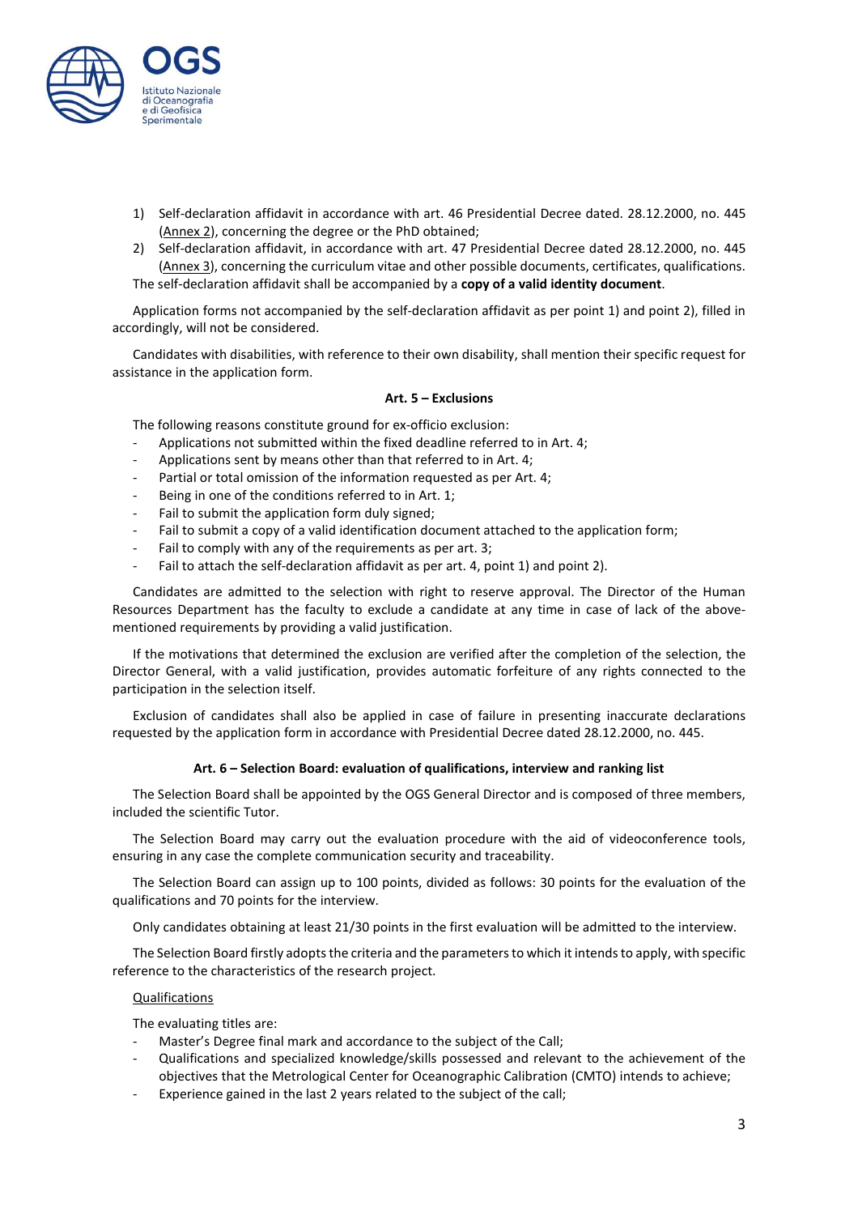1) Self-declaration affidavit in accordance with art. 46 Presidential Decree dated. 28.12.2000, no. 445 (Annex 2), concerning the degree or the PhD obtained;
2) Self-declaration affidavit, in accordance with art. 47 Presidential Decree dated 28.12.2000, no. 445 (Annex 3), concerning the curriculum vitae and other possible documents, certificates, qualifications.

The self-declaration affidavit shall be accompanied by a **copy of a valid identity document**.

Application forms not accompanied by the self-declaration affidavit as per point 1) and point 2), filled in accordingly, will not be considered.

Candidates with disabilities, with reference to their own disability, shall mention their specific request for assistance in the application form.

### Art. 5 – Exclusions

The following reasons constitute ground for ex-officio exclusion:

- Applications not submitted within the fixed deadline referred to in Art. 4;
- Applications sent by means other than that referred to in Art. 4;
- Partial or total omission of the information requested as per Art. 4;
- Being in one of the conditions referred to in Art. 1;
- Fail to submit the application form duly signed;
- Fail to submit a copy of a valid identification document attached to the application form;
- Fail to comply with any of the requirements as per art. 3;
- Fail to attach the self-declaration affidavit as per art. 4, point 1) and point 2).

Candidates are admitted to the selection with right to reserve approval. The Director of the Human Resources Department has the faculty to exclude a candidate at any time in case of lack of the above-mentioned requirements by providing a valid justification.

If the motivations that determined the exclusion are verified after the completion of the selection, the Director General, with a valid justification, provides automatic forfeiture of any rights connected to the participation in the selection itself.

Exclusion of candidates shall also be applied in case of failure in presenting inaccurate declarations requested by the application form in accordance with Presidential Decree dated 28.12.2000, no. 445.

### Art. 6 – Selection Board: evaluation of qualifications, interview and ranking list

The Selection Board shall be appointed by the OGS General Director and is composed of three members, included the scientific Tutor.

The Selection Board may carry out the evaluation procedure with the aid of videoconference tools, ensuring in any case the complete communication security and traceability.

The Selection Board can assign up to 100 points, divided as follows: 30 points for the evaluation of the qualifications and 70 points for the interview.

Only candidates obtaining at least 21/30 points in the first evaluation will be admitted to the interview.

The Selection Board firstly adopts the criteria and the parameters to which it intends to apply, with specific reference to the characteristics of the research project.

Qualifications

The evaluating titles are:

- Master's Degree final mark and accordance to the subject of the Call;
- Qualifications and specialized knowledge/skills possessed and relevant to the achievement of the objectives that the Metrological Center for Oceanographic Calibration (CMTO) intends to achieve;
- Experience gained in the last 2 years related to the subject of the call;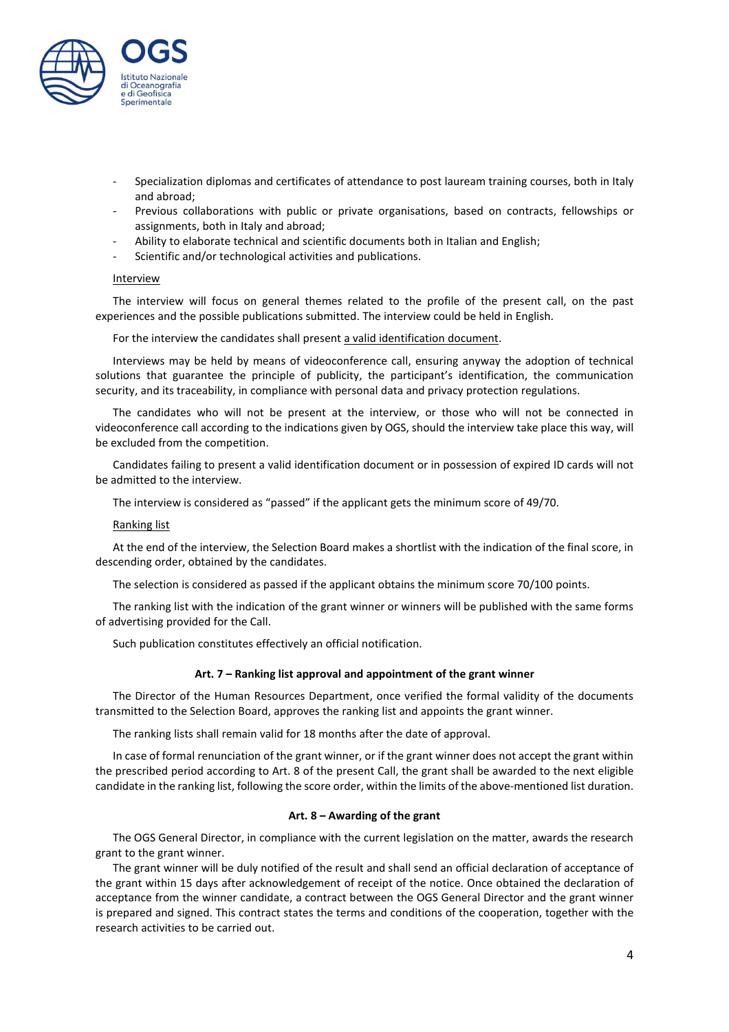- Specialization diplomas and certificates of attendance to post lauream training courses, both in Italy and abroad;
- Previous collaborations with public or private organisations, based on contracts, fellowships or assignments, both in Italy and abroad;
- Ability to elaborate technical and scientific documents both in Italian and English;
- Scientific and/or technological activities and publications.

Interview

The interview will focus on general themes related to the profile of the present call, on the past experiences and the possible publications submitted. The interview could be held in English.

For the interview the candidates shall present a valid identification document.

Interviews may be held by means of videoconference call, ensuring anyway the adoption of technical solutions that guarantee the principle of publicity, the participant's identification, the communication security, and its traceability, in compliance with personal data and privacy protection regulations.

The candidates who will not be present at the interview, or those who will not be connected in videoconference call according to the indications given by OGS, should the interview take place this way, will be excluded from the competition.

Candidates failing to present a valid identification document or in possession of expired ID cards will not be admitted to the interview.

The interview is considered as "passed" if the applicant gets the minimum score of 49/70.

Ranking list

At the end of the interview, the Selection Board makes a shortlist with the indication of the final score, in descending order, obtained by the candidates.

The selection is considered as passed if the applicant obtains the minimum score 70/100 points.

The ranking list with the indication of the grant winner or winners will be published with the same forms of advertising provided for the Call.

Such publication constitutes effectively an official notification.

**Art. 7 – Ranking list approval and appointment of the grant winner**

The Director of the Human Resources Department, once verified the formal validity of the documents transmitted to the Selection Board, approves the ranking list and appoints the grant winner.

The ranking lists shall remain valid for 18 months after the date of approval.

In case of formal renunciation of the grant winner, or if the grant winner does not accept the grant within the prescribed period according to Art. 8 of the present Call, the grant shall be awarded to the next eligible candidate in the ranking list, following the score order, within the limits of the above-mentioned list duration.

**Art. 8 – Awarding of the grant**

The OGS General Director, in compliance with the current legislation on the matter, awards the research grant to the grant winner.

The grant winner will be duly notified of the result and shall send an official declaration of acceptance of the grant within 15 days after acknowledgement of receipt of the notice. Once obtained the declaration of acceptance from the winner candidate, a contract between the OGS General Director and the grant winner is prepared and signed. This contract states the terms and conditions of the cooperation, together with the research activities to be carried out.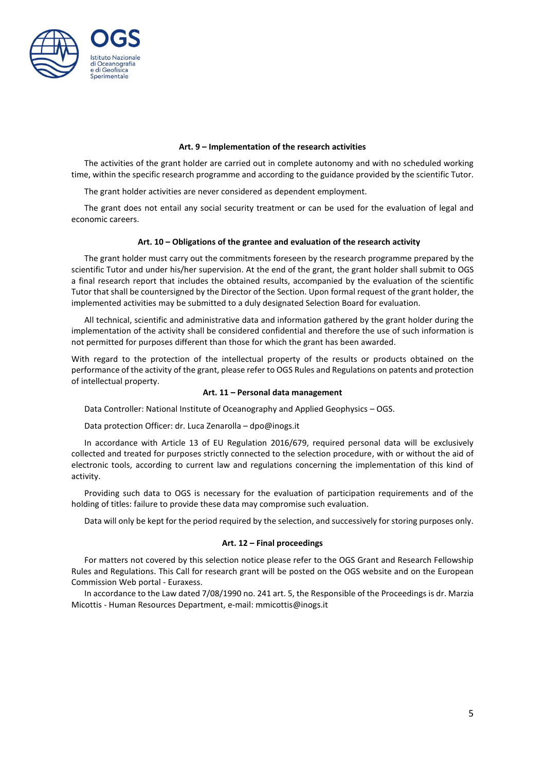### Art. 9 – Implementation of the research activities

The activities of the grant holder are carried out in complete autonomy and with no scheduled working time, within the specific research programme and according to the guidance provided by the scientific Tutor.

The grant holder activities are never considered as dependent employment.

The grant does not entail any social security treatment or can be used for the evaluation of legal and economic careers.

### Art. 10 – Obligations of the grantee and evaluation of the research activity

The grant holder must carry out the commitments foreseen by the research programme prepared by the scientific Tutor and under his/her supervision. At the end of the grant, the grant holder shall submit to OGS a final research report that includes the obtained results, accompanied by the evaluation of the scientific Tutor that shall be countersigned by the Director of the Section. Upon formal request of the grant holder, the implemented activities may be submitted to a duly designated Selection Board for evaluation.

All technical, scientific and administrative data and information gathered by the grant holder during the implementation of the activity shall be considered confidential and therefore the use of such information is not permitted for purposes different than those for which the grant has been awarded.

With regard to the protection of the intellectual property of the results or products obtained on the performance of the activity of the grant, please refer to OGS Rules and Regulations on patents and protection of intellectual property.

### Art. 11 – Personal data management

Data Controller: National Institute of Oceanography and Applied Geophysics – OGS.

Data protection Officer: dr. Luca Zenarolla – dpo@inogs.it

In accordance with Article 13 of EU Regulation 2016/679, required personal data will be exclusively collected and treated for purposes strictly connected to the selection procedure, with or without the aid of electronic tools, according to current law and regulations concerning the implementation of this kind of activity.

Providing such data to OGS is necessary for the evaluation of participation requirements and of the holding of titles: failure to provide these data may compromise such evaluation.

Data will only be kept for the period required by the selection, and successively for storing purposes only.

### Art. 12 – Final proceedings

For matters not covered by this selection notice please refer to the OGS Grant and Research Fellowship Rules and Regulations. This Call for research grant will be posted on the OGS website and on the European Commission Web portal - Euraxess.

In accordance to the Law dated 7/08/1990 no. 241 art. 5, the Responsible of the Proceedings is dr. Marzia Micottis - Human Resources Department, e-mail: mmicottis@inogs.it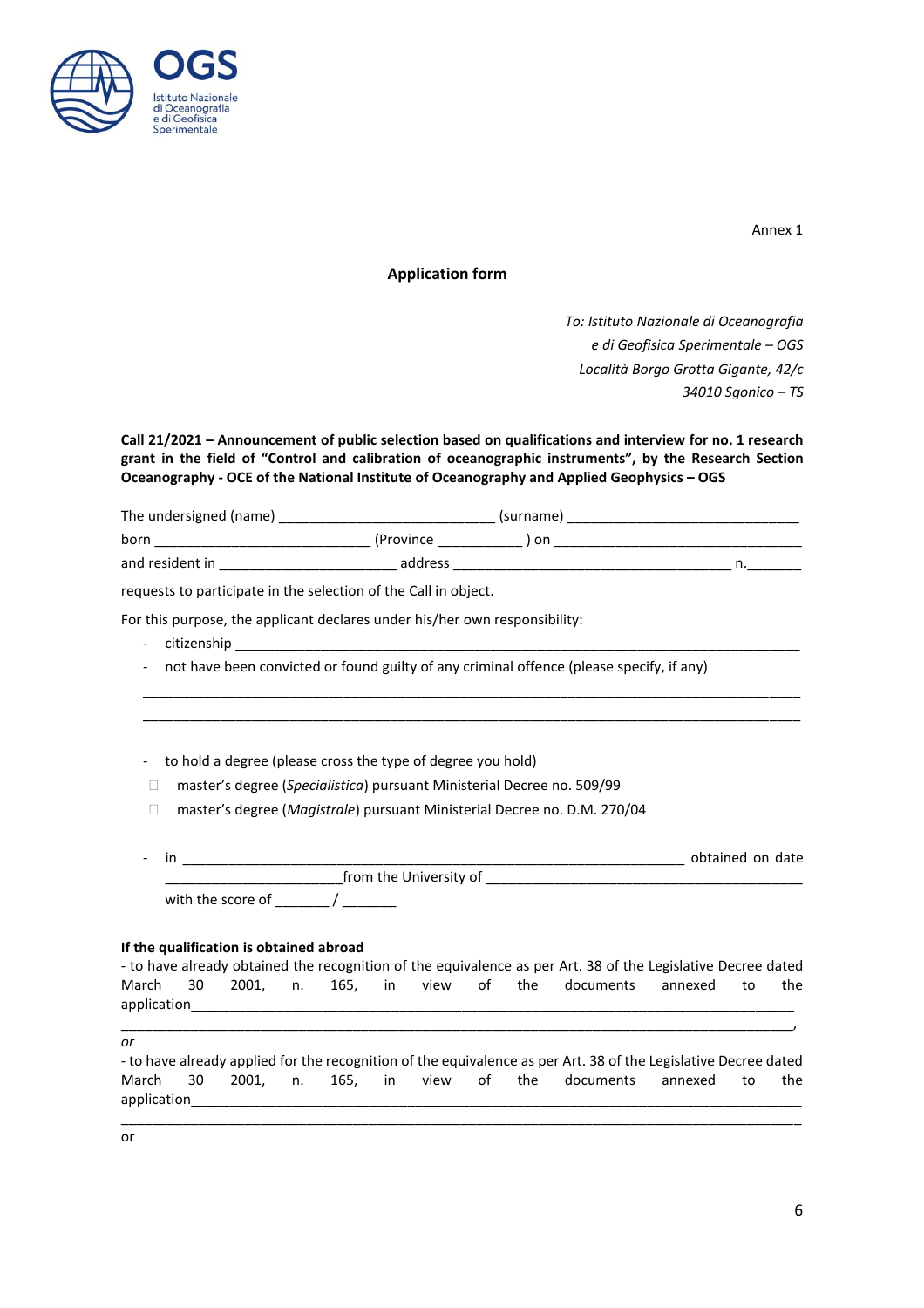Annex 1

## Application form

*To: Istituto Nazionale di Oceanografia*
*e di Geofisica Sperimentale – OGS*
*Località Borgo Grotta Gigante, 42/c*
*34010 Sgonico – TS*

**Call 21/2021 – Announcement of public selection based on qualifications and interview for no. 1 research grant in the field of "Control and calibration of oceanographic instruments", by the Research Section Oceanography - OCE of the National Institute of Oceanography and Applied Geophysics – OGS**

The undersigned (name) ___________________________ (surname) _____________________________

born ___________________________ (Province ___________ ) on _________________________________

and resident in ________________________ address ___________________________________ n._______

requests to participate in the selection of the Call in object.

For this purpose, the applicant declares under his/her own responsibility:

- citizenship ______________________________________________________________________________
- not have been convicted or found guilty of any criminal offence (please specify, if any)

___________________________________________________________________________________________

___________________________________________________________________________________________

- to hold a degree (please cross the type of degree you hold)

☐ master's degree (*Specialistica*) pursuant Ministerial Decree no. 509/99

☐ master's degree (*Magistrale*) pursuant Ministerial Decree no. D.M. 270/04

- in _______________________________________________________________ obtained on date ______________________from the University of _________________________________________ with the score of _______ / _______

**If the qualification is obtained abroad**

- to have already obtained the recognition of the equivalence as per Art. 38 of the Legislative Decree dated March 30 2001, n. 165, in view of the documents annexed to the application__________________________________________________________________________________
___________________________________________________________________________________________,

*or*

- to have already applied for the recognition of the equivalence as per Art. 38 of the Legislative Decree dated March 30 2001, n. 165, in view of the documents annexed to the application__________________________________________________________________________________
___________________________________________________________________________________________

or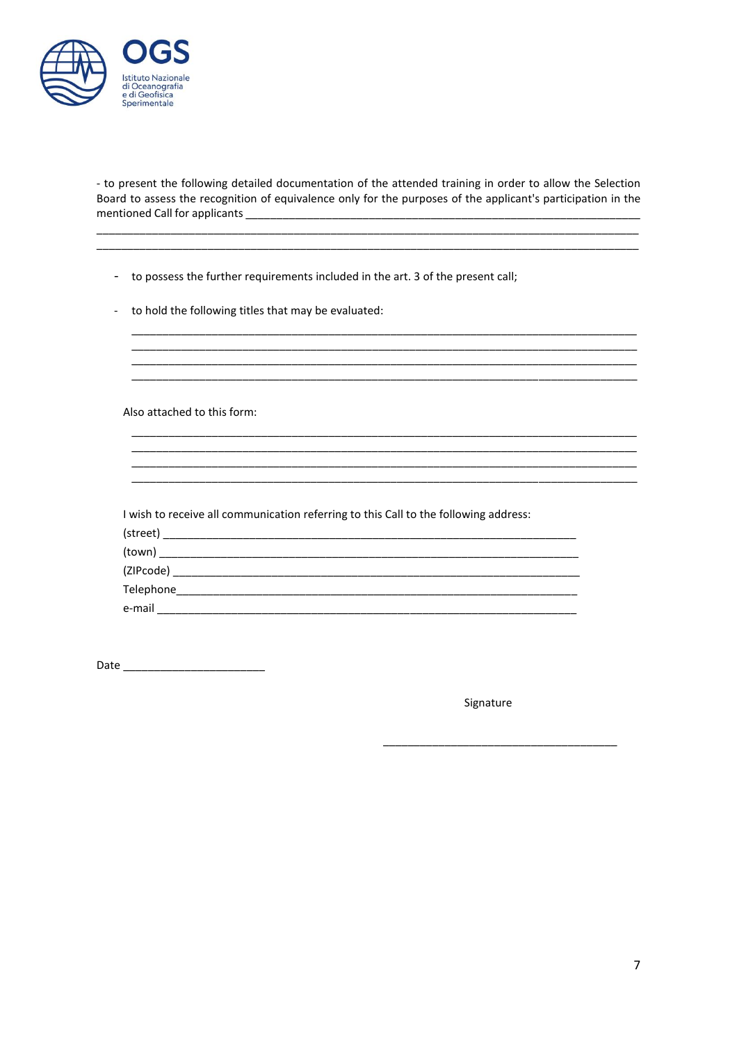- to present the following detailed documentation of the attended training in order to allow the Selection Board to assess the recognition of equivalence only for the purposes of the applicant's participation in the mentioned Call for applicants ______________________________________________________________
______________________________________________________________________________
______________________________________________________________________________

- to possess the further requirements included in the art. 3 of the present call;

- to hold the following titles that may be evaluated:

  ______________________________________________________________________________
  ______________________________________________________________________________
  ______________________________________________________________________________
  ______________________________________________________________________________

Also attached to this form:

______________________________________________________________________________
______________________________________________________________________________
______________________________________________________________________________
______________________________________________________________________________

I wish to receive all communication referring to this Call to the following address:

(street) ______________________________________________________________

(town) _______________________________________________________________

(ZIPcode) _____________________________________________________________

Telephone_____________________________________________________________

e-mail _______________________________________________________________

Date ______________________

Signature

_____________________________________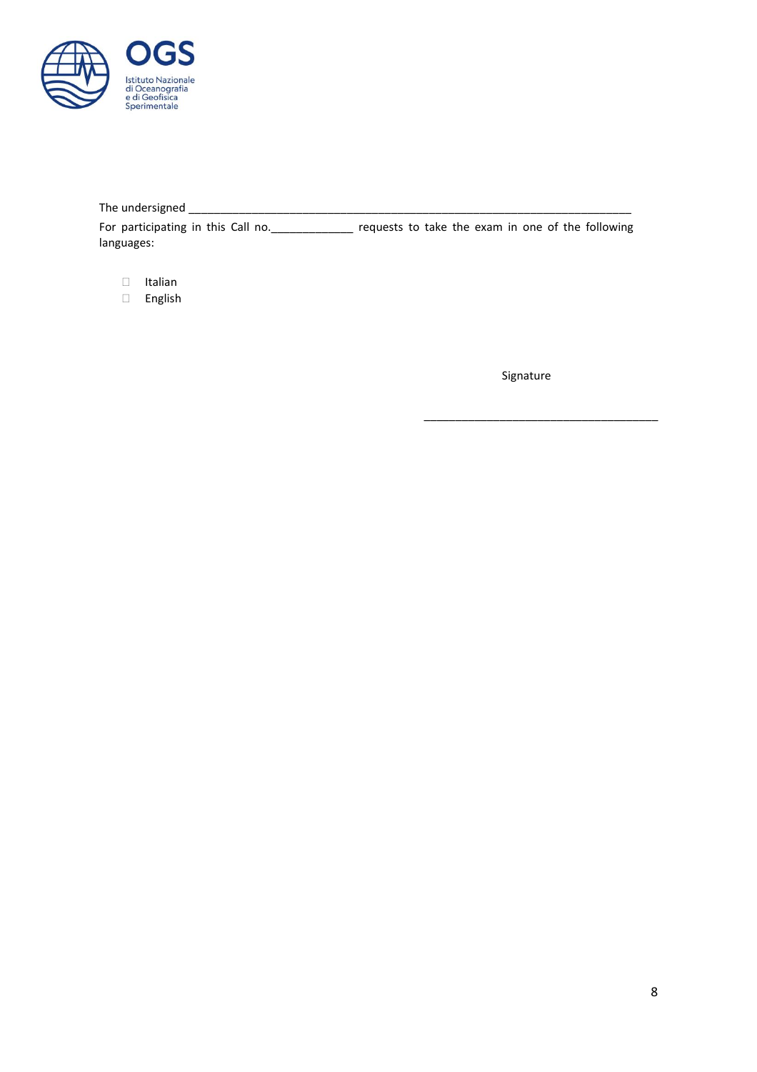The undersigned ___________________________________________________________________________

For participating in this Call no.______________ requests to take the exam in one of the following languages:

- ☐ Italian
- ☐ English

Signature

________________________________________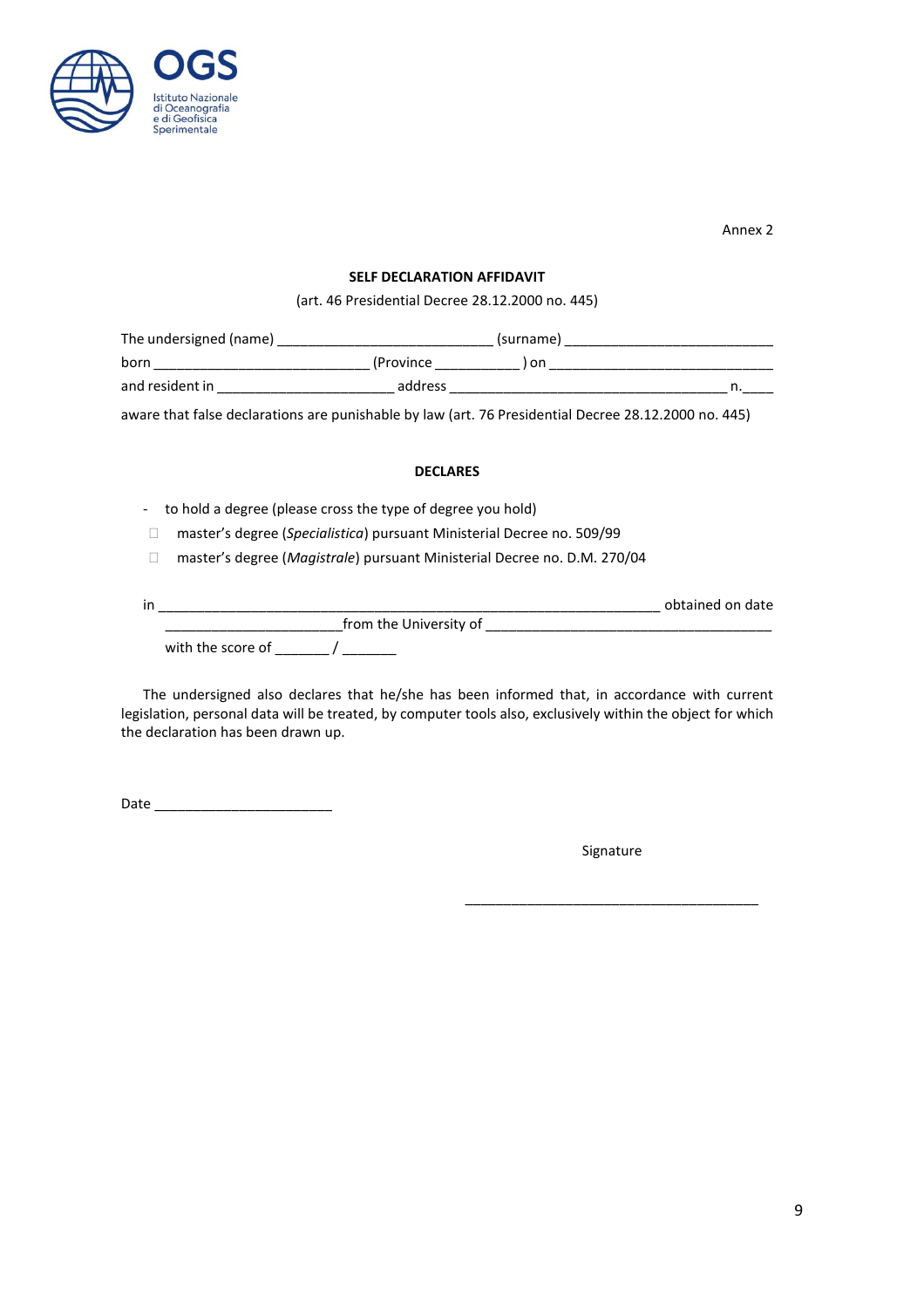Annex 2

**SELF DECLARATION AFFIDAVIT**

(art. 46 Presidential Decree 28.12.2000 no. 445)

The undersigned (name) ___________________________ (surname) ___________________________
born ____________________________ (Province ___________ ) on _____________________________
and resident in _______________________ address ____________________________________ n.____

aware that false declarations are punishable by law (art. 76 Presidential Decree 28.12.2000 no. 445)

**DECLARES**

- to hold a degree (please cross the type of degree you hold)
  - ☐ master's degree (*Specialistica*) pursuant Ministerial Decree no. 509/99
  - ☐ master's degree (*Magistrale*) pursuant Ministerial Decree no. D.M. 270/04

in _________________________________________________________________ obtained on date _______________________ from the University of _____________________________________
with the score of _______ / _______

The undersigned also declares that he/she has been informed that, in accordance with current legislation, personal data will be treated, by computer tools also, exclusively within the object for which the declaration has been drawn up.

Date _______________________

Signature

______________________________________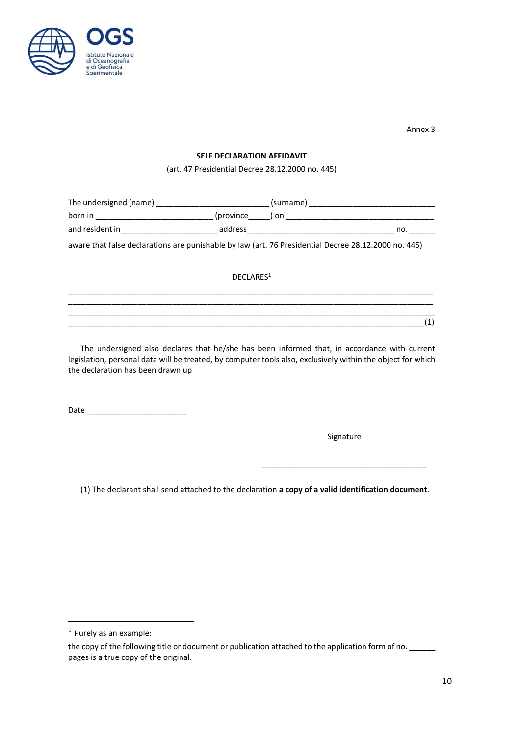Annex 3

**SELF DECLARATION AFFIDAVIT**

(art. 47 Presidential Decree 28.12.2000 no. 445)

The undersigned (name) __________________________ (surname) _____________________________
born in __________________________ (province_____) on __________________________________
and resident in _____________________ address_________________________________ no. ______

aware that false declarations are punishable by law (art. 76 Presidential Decree 28.12.2000 no. 445)

DECLARES[1]

_____________________________________________________________________________________
_____________________________________________________________________________________
_____________________________________________________________________________________
_____________________________________________________________________________________(1)

The undersigned also declares that he/she has been informed that, in accordance with current legislation, personal data will be treated, by computer tools also, exclusively within the object for which the declaration has been drawn up

Date _______________________

Signature

______________________________________

(1) The declarant shall send attached to the declaration **a copy of a valid identification document**.

---

[1] Purely as an example:

the copy of the following title or document or publication attached to the application form of no. ______ pages is a true copy of the original.